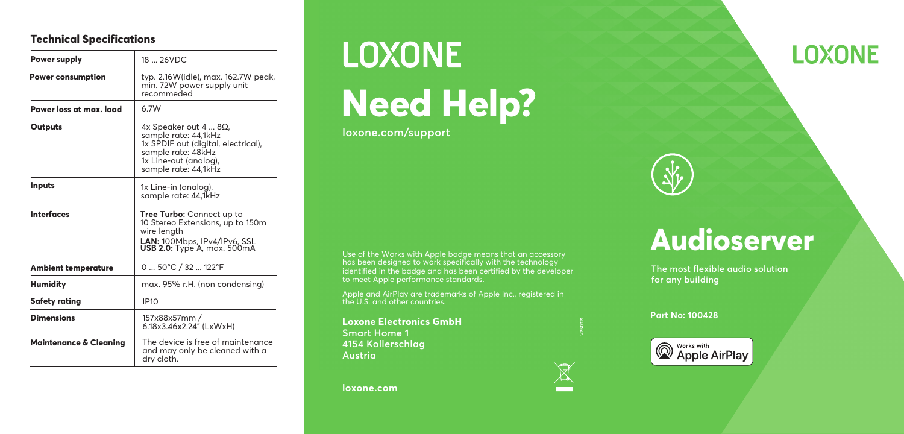## Technical Specifications

| | |
|---|---|
| **Power supply** | 18 ... 26VDC |
| **Power consumption** | typ. 2.16W(idle), max. 162.7W peak, min. 72W power supply unit recommeded |
| **Power loss at max. load** | 6.7W |
| **Outputs** | 4x Speaker out 4 ... 8Ω, sample rate: 44,1kHz<br>1x SPDIF out (digital, electrical), sample rate: 48kHz<br>1x Line-out (analog), sample rate: 44,1kHz |
| **Inputs** | 1x Line-in (analog), sample rate: 44,1kHz |
| **Interfaces** | **Tree Turbo:** Connect up to 10 Stereo Extensions, up to 150m wire length<br>**LAN:** 100Mbps, IPv4/IPv6, SSL<br>**USB 2.0:** Type A, max. 500mA |
| **Ambient temperature** | 0 ... 50°C / 32 ... 122°F |
| **Humidity** | max. 95% r.H. (non condensing) |
| **Safety rating** | IP10 |
| **Dimensions** | 157x88x57mm / 6.18x3.46x2.24" (LxWxH) |
| **Maintenance & Cleaning** | The device is free of maintenance and may only be cleaned with a dry cloth. |

LOXONE

# Need Help?

loxone.com/support

Use of the Works with Apple badge means that an accessory has been designed to work specifically with the technology identified in the badge and has been certified by the developer to meet Apple performance standards.

Apple and AirPlay are trademarks of Apple Inc., registered in the U.S. and other countries.

**Loxone Electronics GmbH**
Smart Home 1
4154 Kollerschlag
Austria

loxone.com

V250121

LOXONE

# Audioserver

The most flexible audio solution for any building

**Part No: 100428**

Works with Apple AirPlay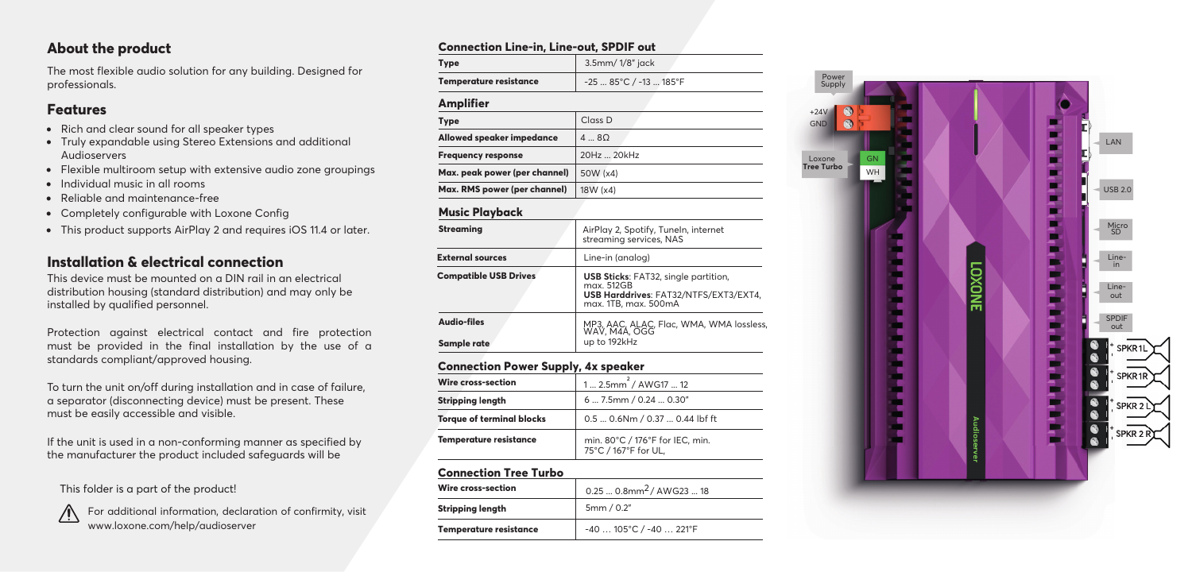## About the product

The most flexible audio solution for any building. Designed for professionals.

## Features

- Rich and clear sound for all speaker types
- Truly expandable using Stereo Extensions and additional Audioservers
- Flexible multiroom setup with extensive audio zone groupings
- Individual music in all rooms
- Reliable and maintenance-free
- Completely configurable with Loxone Config
- This product supports AirPlay 2 and requires iOS 11.4 or later.

## Installation & electrical connection

This device must be mounted on a DIN rail in an electrical distribution housing (standard distribution) and may only be installed by qualified personnel.

Protection against electrical contact and fire protection must be provided in the final installation by the use of a standards compliant/approved housing.

To turn the unit on/off during installation and in case of failure, a separator (disconnecting device) must be present. These must be easily accessible and visible.

If the unit is used in a non-conforming manner as specified by the manufacturer the product included safeguards will be

This folder is a part of the product!

For additional information, declaration of confirmity, visit www.loxone.com/help/audioserver

### Connection Line-in, Line-out, SPDIF out

| | |
|---|---|
| **Type** | 3.5mm/ 1/8" jack |
| **Temperature resistance** | -25 ... 85°C / -13 ... 185°F |

### Amplifier

| | |
|---|---|
| **Type** | Class D |
| **Allowed speaker impedance** | 4 ... 8Ω |
| **Frequency response** | 20Hz ... 20kHz |
| **Max. peak power (per channel)** | 50W (x4) |
| **Max. RMS power (per channel)** | 18W (x4) |

### Music Playback

| | |
|---|---|
| **Streaming** | AirPlay 2, Spotify, TuneIn, internet streaming services, NAS |
| **External sources** | Line-in (analog) |
| **Compatible USB Drives** | **USB Sticks**: FAT32, single partition, max. 512GB **USB Harddrives**: FAT32/NTFS/EXT3/EXT4, max. 1TB, max. 500mA |
| **Audio-files** | MP3, AAC, ALAC, Flac, WMA, WMA lossless, WAV, M4A, OGG |
| **Sample rate** | up to 192kHz |

### Connection Power Supply, 4x speaker

| | |
|---|---|
| **Wire cross-section** | 1 ... 2.5mm² / AWG17 ... 12 |
| **Stripping length** | 6 ... 7.5mm / 0.24 ... 0.30" |
| **Torque of terminal blocks** | 0.5 ... 0.6Nm / 0.37 ... 0.44 lbf ft |
| **Temperature resistance** | min. 80°C / 176°F for IEC, min. 75°C / 167°F for UL, |

### Connection Tree Turbo

| | |
|---|---|
| **Wire cross-section** | 0.25 ... 0.8mm² / AWG23 ... 18 |
| **Stripping length** | 5mm / 0.2" |
| **Temperature resistance** | -40 … 105°C / -40 … 221°F |

Power Supply
+24V
GND
Loxone Tree Turbo
GN
WH
LAN
USB 2.0
Micro SD
Line-in
Line-out
SPDIF out
SPKR1L
SPKR1R
SPKR 2 L
SPKR 2 R
LOXONE
Audioserver